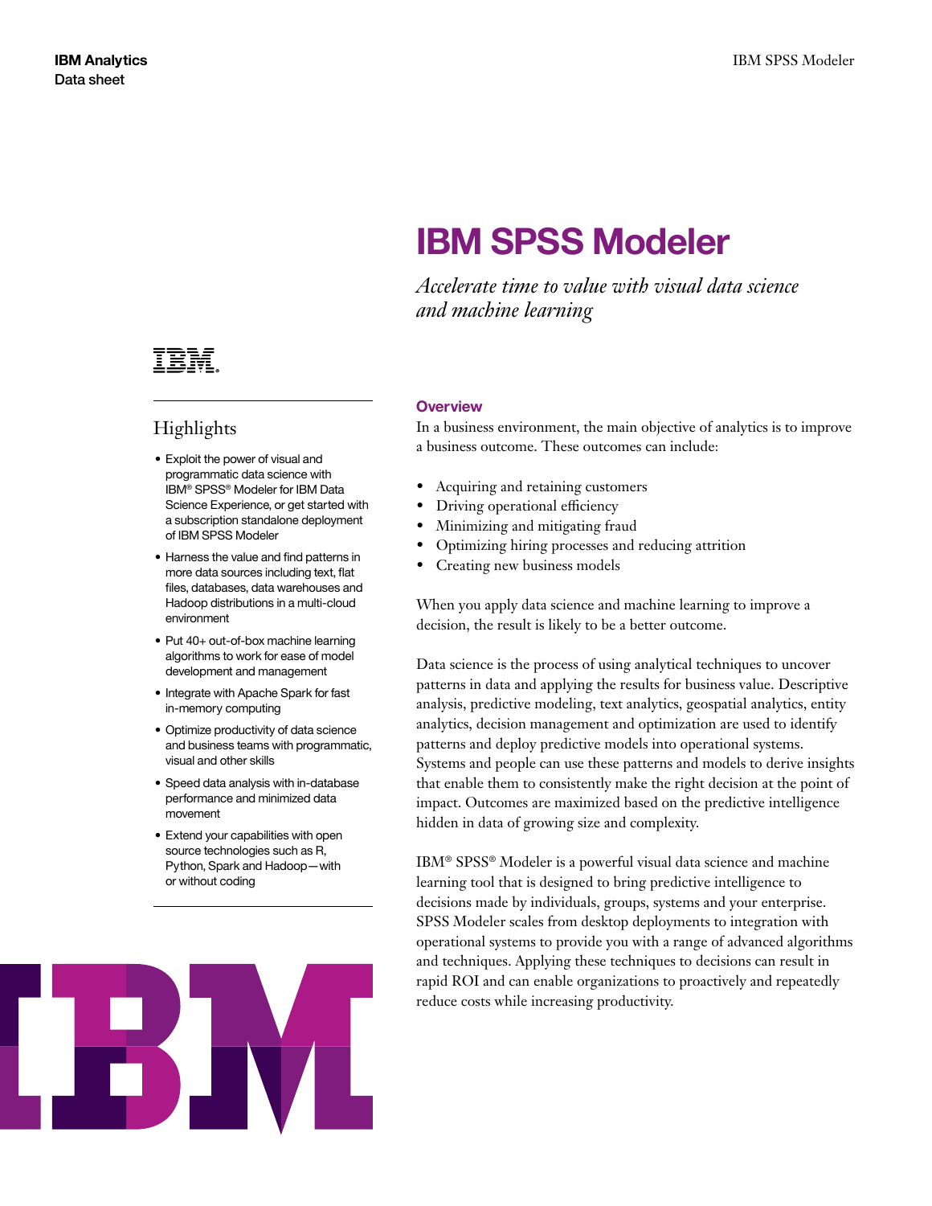IBM Analytics
Data sheet

# IBM SPSS Modeler

*Accelerate time to value with visual data science and machine learning*

## Highlights

- Exploit the power of visual and programmatic data science with IBM® SPSS® Modeler for IBM Data Science Experience, or get started with a subscription standalone deployment of IBM SPSS Modeler
- Harness the value and find patterns in more data sources including text, flat files, databases, data warehouses and Hadoop distributions in a multi-cloud environment
- Put 40+ out-of-box machine learning algorithms to work for ease of model development and management
- Integrate with Apache Spark for fast in-memory computing
- Optimize productivity of data science and business teams with programmatic, visual and other skills
- Speed data analysis with in-database performance and minimized data movement
- Extend your capabilities with open source technologies such as R, Python, Spark and Hadoop—with or without coding

## Overview

In a business environment, the main objective of analytics is to improve a business outcome. These outcomes can include:

- Acquiring and retaining customers
- Driving operational efficiency
- Minimizing and mitigating fraud
- Optimizing hiring processes and reducing attrition
- Creating new business models

When you apply data science and machine learning to improve a decision, the result is likely to be a better outcome.

Data science is the process of using analytical techniques to uncover patterns in data and applying the results for business value. Descriptive analysis, predictive modeling, text analytics, geospatial analytics, entity analytics, decision management and optimization are used to identify patterns and deploy predictive models into operational systems. Systems and people can use these patterns and models to derive insights that enable them to consistently make the right decision at the point of impact. Outcomes are maximized based on the predictive intelligence hidden in data of growing size and complexity.

IBM® SPSS® Modeler is a powerful visual data science and machine learning tool that is designed to bring predictive intelligence to decisions made by individuals, groups, systems and your enterprise. SPSS Modeler scales from desktop deployments to integration with operational systems to provide you with a range of advanced algorithms and techniques. Applying these techniques to decisions can result in rapid ROI and can enable organizations to proactively and repeatedly reduce costs while increasing productivity.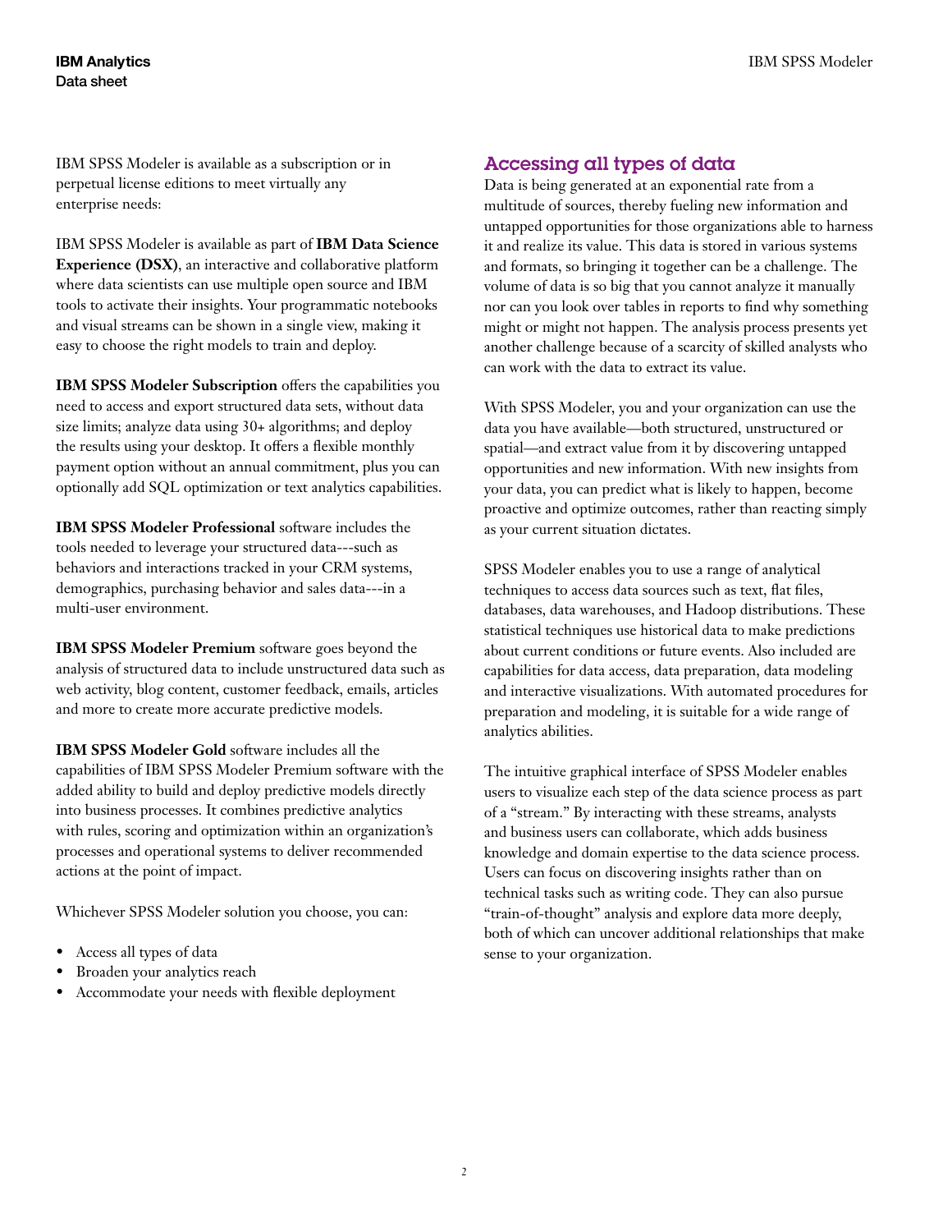IBM SPSS Modeler is available as a subscription or in perpetual license editions to meet virtually any enterprise needs:

IBM SPSS Modeler is available as part of **IBM Data Science Experience (DSX)**, an interactive and collaborative platform where data scientists can use multiple open source and IBM tools to activate their insights. Your programmatic notebooks and visual streams can be shown in a single view, making it easy to choose the right models to train and deploy.

**IBM SPSS Modeler Subscription** offers the capabilities you need to access and export structured data sets, without data size limits; analyze data using 30+ algorithms; and deploy the results using your desktop. It offers a flexible monthly payment option without an annual commitment, plus you can optionally add SQL optimization or text analytics capabilities.

**IBM SPSS Modeler Professional** software includes the tools needed to leverage your structured data---such as behaviors and interactions tracked in your CRM systems, demographics, purchasing behavior and sales data---in a multi-user environment.

**IBM SPSS Modeler Premium** software goes beyond the analysis of structured data to include unstructured data such as web activity, blog content, customer feedback, emails, articles and more to create more accurate predictive models.

**IBM SPSS Modeler Gold** software includes all the capabilities of IBM SPSS Modeler Premium software with the added ability to build and deploy predictive models directly into business processes. It combines predictive analytics with rules, scoring and optimization within an organization's processes and operational systems to deliver recommended actions at the point of impact.

Whichever SPSS Modeler solution you choose, you can:

- Access all types of data
- Broaden your analytics reach
- Accommodate your needs with flexible deployment

## Accessing all types of data

Data is being generated at an exponential rate from a multitude of sources, thereby fueling new information and untapped opportunities for those organizations able to harness it and realize its value. This data is stored in various systems and formats, so bringing it together can be a challenge. The volume of data is so big that you cannot analyze it manually nor can you look over tables in reports to find why something might or might not happen. The analysis process presents yet another challenge because of a scarcity of skilled analysts who can work with the data to extract its value.

With SPSS Modeler, you and your organization can use the data you have available—both structured, unstructured or spatial—and extract value from it by discovering untapped opportunities and new information. With new insights from your data, you can predict what is likely to happen, become proactive and optimize outcomes, rather than reacting simply as your current situation dictates.

SPSS Modeler enables you to use a range of analytical techniques to access data sources such as text, flat files, databases, data warehouses, and Hadoop distributions. These statistical techniques use historical data to make predictions about current conditions or future events. Also included are capabilities for data access, data preparation, data modeling and interactive visualizations. With automated procedures for preparation and modeling, it is suitable for a wide range of analytics abilities.

The intuitive graphical interface of SPSS Modeler enables users to visualize each step of the data science process as part of a "stream." By interacting with these streams, analysts and business users can collaborate, which adds business knowledge and domain expertise to the data science process. Users can focus on discovering insights rather than on technical tasks such as writing code. They can also pursue "train-of-thought" analysis and explore data more deeply, both of which can uncover additional relationships that make sense to your organization.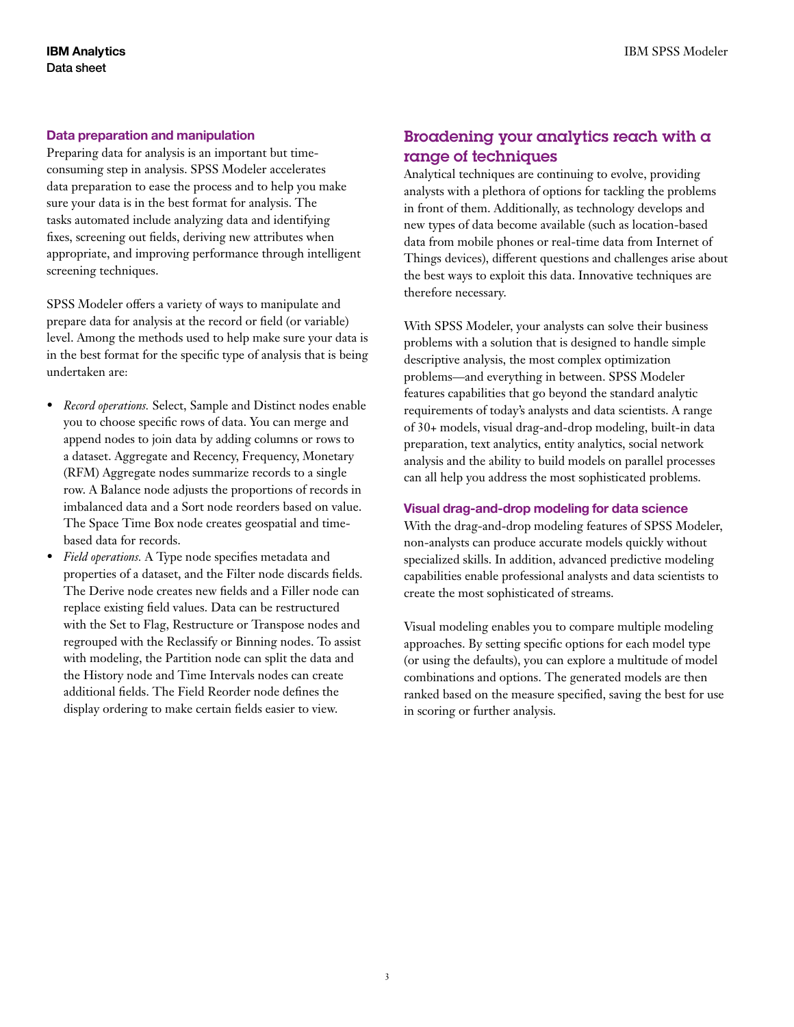### Data preparation and manipulation

Preparing data for analysis is an important but time-consuming step in analysis. SPSS Modeler accelerates data preparation to ease the process and to help you make sure your data is in the best format for analysis. The tasks automated include analyzing data and identifying fixes, screening out fields, deriving new attributes when appropriate, and improving performance through intelligent screening techniques.

SPSS Modeler offers a variety of ways to manipulate and prepare data for analysis at the record or field (or variable) level. Among the methods used to help make sure your data is in the best format for the specific type of analysis that is being undertaken are:

- *Record operations.* Select, Sample and Distinct nodes enable you to choose specific rows of data. You can merge and append nodes to join data by adding columns or rows to a dataset. Aggregate and Recency, Frequency, Monetary (RFM) Aggregate nodes summarize records to a single row. A Balance node adjusts the proportions of records in imbalanced data and a Sort node reorders based on value. The Space Time Box node creates geospatial and time-based data for records.
- *Field operations.* A Type node specifies metadata and properties of a dataset, and the Filter node discards fields. The Derive node creates new fields and a Filler node can replace existing field values. Data can be restructured with the Set to Flag, Restructure or Transpose nodes and regrouped with the Reclassify or Binning nodes. To assist with modeling, the Partition node can split the data and the History node and Time Intervals nodes can create additional fields. The Field Reorder node defines the display ordering to make certain fields easier to view.

## Broadening your analytics reach with a range of techniques

Analytical techniques are continuing to evolve, providing analysts with a plethora of options for tackling the problems in front of them. Additionally, as technology develops and new types of data become available (such as location-based data from mobile phones or real-time data from Internet of Things devices), different questions and challenges arise about the best ways to exploit this data. Innovative techniques are therefore necessary.

With SPSS Modeler, your analysts can solve their business problems with a solution that is designed to handle simple descriptive analysis, the most complex optimization problems—and everything in between. SPSS Modeler features capabilities that go beyond the standard analytic requirements of today's analysts and data scientists. A range of 30+ models, visual drag-and-drop modeling, built-in data preparation, text analytics, entity analytics, social network analysis and the ability to build models on parallel processes can all help you address the most sophisticated problems.

### Visual drag-and-drop modeling for data science

With the drag-and-drop modeling features of SPSS Modeler, non-analysts can produce accurate models quickly without specialized skills. In addition, advanced predictive modeling capabilities enable professional analysts and data scientists to create the most sophisticated of streams.

Visual modeling enables you to compare multiple modeling approaches. By setting specific options for each model type (or using the defaults), you can explore a multitude of model combinations and options. The generated models are then ranked based on the measure specified, saving the best for use in scoring or further analysis.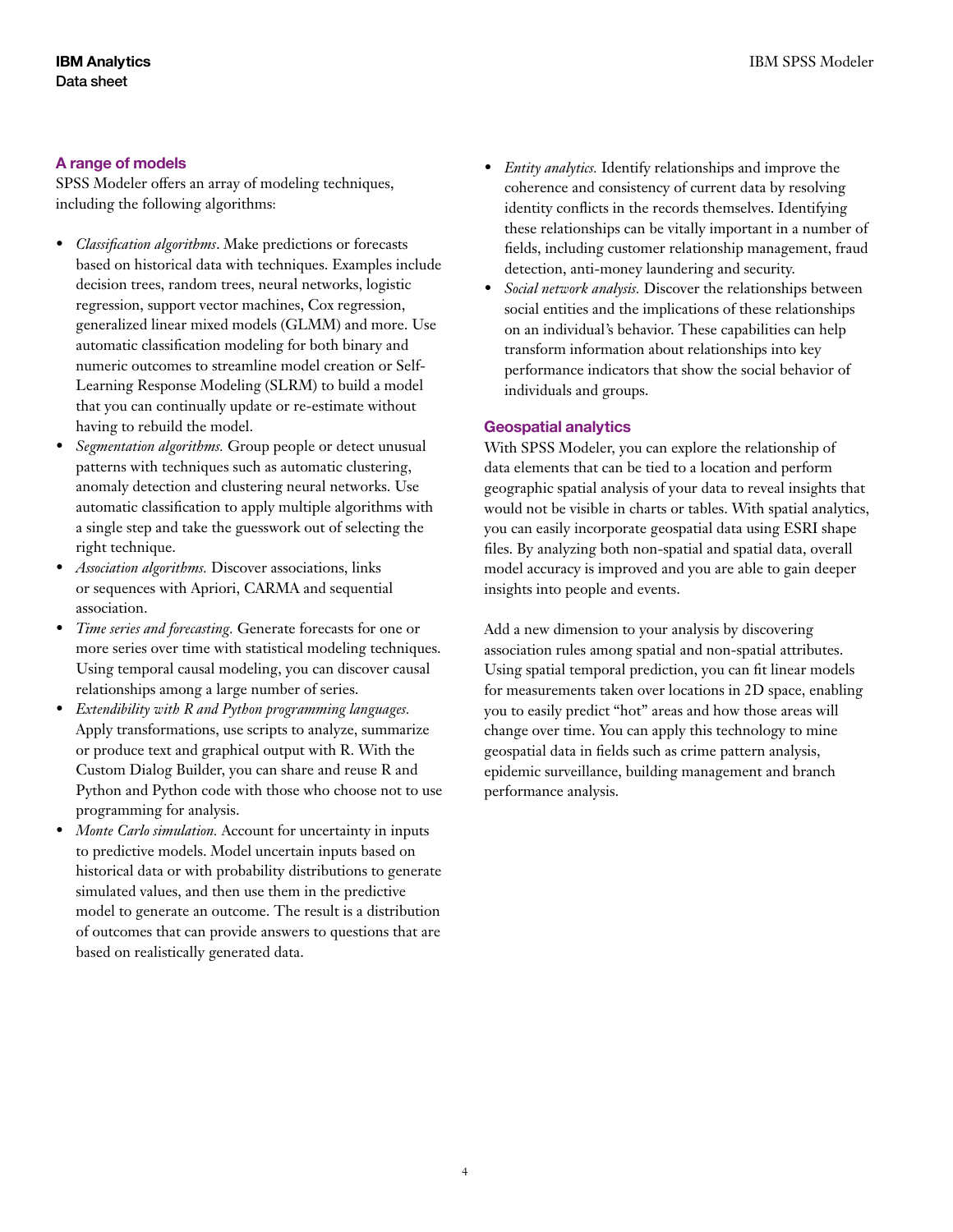## A range of models

SPSS Modeler offers an array of modeling techniques, including the following algorithms:

- *Classification algorithms*. Make predictions or forecasts based on historical data with techniques. Examples include decision trees, random trees, neural networks, logistic regression, support vector machines, Cox regression, generalized linear mixed models (GLMM) and more. Use automatic classification modeling for both binary and numeric outcomes to streamline model creation or Self-Learning Response Modeling (SLRM) to build a model that you can continually update or re-estimate without having to rebuild the model.
- *Segmentation algorithms.* Group people or detect unusual patterns with techniques such as automatic clustering, anomaly detection and clustering neural networks. Use automatic classification to apply multiple algorithms with a single step and take the guesswork out of selecting the right technique.
- *Association algorithms.* Discover associations, links or sequences with Apriori, CARMA and sequential association.
- *Time series and forecasting.* Generate forecasts for one or more series over time with statistical modeling techniques. Using temporal causal modeling, you can discover causal relationships among a large number of series.
- *Extendibility with R and Python programming languages.* Apply transformations, use scripts to analyze, summarize or produce text and graphical output with R. With the Custom Dialog Builder, you can share and reuse R and Python and Python code with those who choose not to use programming for analysis.
- *Monte Carlo simulation.* Account for uncertainty in inputs to predictive models. Model uncertain inputs based on historical data or with probability distributions to generate simulated values, and then use them in the predictive model to generate an outcome. The result is a distribution of outcomes that can provide answers to questions that are based on realistically generated data.
- *Entity analytics.* Identify relationships and improve the coherence and consistency of current data by resolving identity conflicts in the records themselves. Identifying these relationships can be vitally important in a number of fields, including customer relationship management, fraud detection, anti-money laundering and security.
- *Social network analysis.* Discover the relationships between social entities and the implications of these relationships on an individual's behavior. These capabilities can help transform information about relationships into key performance indicators that show the social behavior of individuals and groups.

## Geospatial analytics

With SPSS Modeler, you can explore the relationship of data elements that can be tied to a location and perform geographic spatial analysis of your data to reveal insights that would not be visible in charts or tables. With spatial analytics, you can easily incorporate geospatial data using ESRI shape files. By analyzing both non-spatial and spatial data, overall model accuracy is improved and you are able to gain deeper insights into people and events.

Add a new dimension to your analysis by discovering association rules among spatial and non-spatial attributes. Using spatial temporal prediction, you can fit linear models for measurements taken over locations in 2D space, enabling you to easily predict "hot" areas and how those areas will change over time. You can apply this technology to mine geospatial data in fields such as crime pattern analysis, epidemic surveillance, building management and branch performance analysis.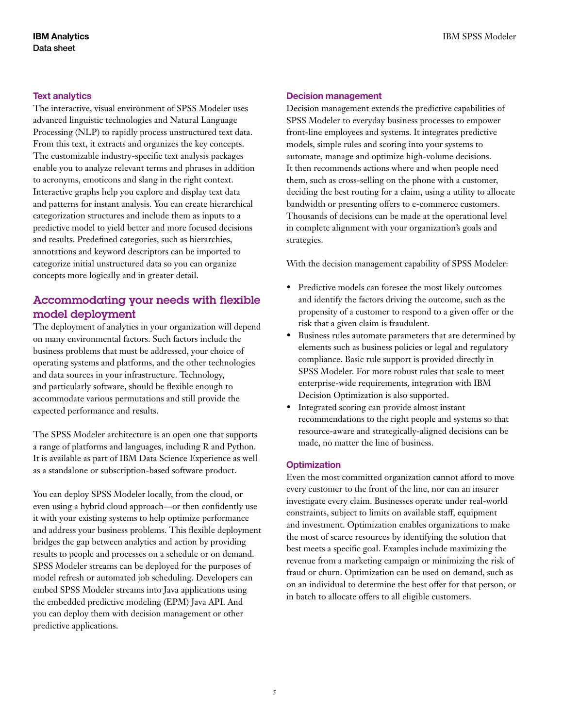### Text analytics

The interactive, visual environment of SPSS Modeler uses advanced linguistic technologies and Natural Language Processing (NLP) to rapidly process unstructured text data. From this text, it extracts and organizes the key concepts. The customizable industry-specific text analysis packages enable you to analyze relevant terms and phrases in addition to acronyms, emoticons and slang in the right context. Interactive graphs help you explore and display text data and patterns for instant analysis. You can create hierarchical categorization structures and include them as inputs to a predictive model to yield better and more focused decisions and results. Predefined categories, such as hierarchies, annotations and keyword descriptors can be imported to categorize initial unstructured data so you can organize concepts more logically and in greater detail.

## Accommodating your needs with flexible model deployment

The deployment of analytics in your organization will depend on many environmental factors. Such factors include the business problems that must be addressed, your choice of operating systems and platforms, and the other technologies and data sources in your infrastructure. Technology, and particularly software, should be flexible enough to accommodate various permutations and still provide the expected performance and results.

The SPSS Modeler architecture is an open one that supports a range of platforms and languages, including R and Python. It is available as part of IBM Data Science Experience as well as a standalone or subscription-based software product.

You can deploy SPSS Modeler locally, from the cloud, or even using a hybrid cloud approach—or then confidently use it with your existing systems to help optimize performance and address your business problems. This flexible deployment bridges the gap between analytics and action by providing results to people and processes on a schedule or on demand. SPSS Modeler streams can be deployed for the purposes of model refresh or automated job scheduling. Developers can embed SPSS Modeler streams into Java applications using the embedded predictive modeling (EPM) Java API. And you can deploy them with decision management or other predictive applications.

### Decision management

Decision management extends the predictive capabilities of SPSS Modeler to everyday business processes to empower front-line employees and systems. It integrates predictive models, simple rules and scoring into your systems to automate, manage and optimize high-volume decisions. It then recommends actions where and when people need them, such as cross-selling on the phone with a customer, deciding the best routing for a claim, using a utility to allocate bandwidth or presenting offers to e-commerce customers. Thousands of decisions can be made at the operational level in complete alignment with your organization's goals and strategies.

With the decision management capability of SPSS Modeler:

- Predictive models can foresee the most likely outcomes and identify the factors driving the outcome, such as the propensity of a customer to respond to a given offer or the risk that a given claim is fraudulent.
- Business rules automate parameters that are determined by elements such as business policies or legal and regulatory compliance. Basic rule support is provided directly in SPSS Modeler. For more robust rules that scale to meet enterprise-wide requirements, integration with IBM Decision Optimization is also supported.
- Integrated scoring can provide almost instant recommendations to the right people and systems so that resource-aware and strategically-aligned decisions can be made, no matter the line of business.

### Optimization

Even the most committed organization cannot afford to move every customer to the front of the line, nor can an insurer investigate every claim. Businesses operate under real-world constraints, subject to limits on available staff, equipment and investment. Optimization enables organizations to make the most of scarce resources by identifying the solution that best meets a specific goal. Examples include maximizing the revenue from a marketing campaign or minimizing the risk of fraud or churn. Optimization can be used on demand, such as on an individual to determine the best offer for that person, or in batch to allocate offers to all eligible customers.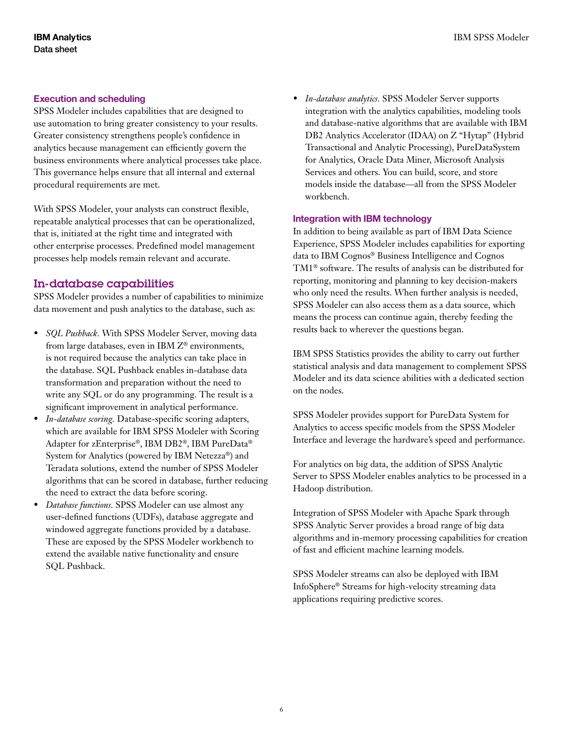### Execution and scheduling

SPSS Modeler includes capabilities that are designed to use automation to bring greater consistency to your results. Greater consistency strengthens people's confidence in analytics because management can efficiently govern the business environments where analytical processes take place. This governance helps ensure that all internal and external procedural requirements are met.

With SPSS Modeler, your analysts can construct flexible, repeatable analytical processes that can be operationalized, that is, initiated at the right time and integrated with other enterprise processes. Predefined model management processes help models remain relevant and accurate.

## In-database capabilities

SPSS Modeler provides a number of capabilities to minimize data movement and push analytics to the database, such as:

- *SQL Pushback.* With SPSS Modeler Server, moving data from large databases, even in IBM Z® environments, is not required because the analytics can take place in the database. SQL Pushback enables in-database data transformation and preparation without the need to write any SQL or do any programming. The result is a significant improvement in analytical performance.
- *In-database scoring.* Database-specific scoring adapters, which are available for IBM SPSS Modeler with Scoring Adapter for zEnterprise®, IBM DB2®, IBM PureData® System for Analytics (powered by IBM Netezza®) and Teradata solutions, extend the number of SPSS Modeler algorithms that can be scored in database, further reducing the need to extract the data before scoring.
- *Database functions.* SPSS Modeler can use almost any user-defined functions (UDFs), database aggregate and windowed aggregate functions provided by a database. These are exposed by the SPSS Modeler workbench to extend the available native functionality and ensure SQL Pushback.
- *In-database analytics.* SPSS Modeler Server supports integration with the analytics capabilities, modeling tools and database-native algorithms that are available with IBM DB2 Analytics Accelerator (IDAA) on Z "Hytap" (Hybrid Transactional and Analytic Processing), PureDataSystem for Analytics, Oracle Data Miner, Microsoft Analysis Services and others. You can build, score, and store models inside the database—all from the SPSS Modeler workbench.

### Integration with IBM technology

In addition to being available as part of IBM Data Science Experience, SPSS Modeler includes capabilities for exporting data to IBM Cognos® Business Intelligence and Cognos TM1® software. The results of analysis can be distributed for reporting, monitoring and planning to key decision-makers who only need the results. When further analysis is needed, SPSS Modeler can also access them as a data source, which means the process can continue again, thereby feeding the results back to wherever the questions began.

IBM SPSS Statistics provides the ability to carry out further statistical analysis and data management to complement SPSS Modeler and its data science abilities with a dedicated section on the nodes.

SPSS Modeler provides support for PureData System for Analytics to access specific models from the SPSS Modeler Interface and leverage the hardware's speed and performance.

For analytics on big data, the addition of SPSS Analytic Server to SPSS Modeler enables analytics to be processed in a Hadoop distribution.

Integration of SPSS Modeler with Apache Spark through SPSS Analytic Server provides a broad range of big data algorithms and in-memory processing capabilities for creation of fast and efficient machine learning models.

SPSS Modeler streams can also be deployed with IBM InfoSphere® Streams for high-velocity streaming data applications requiring predictive scores.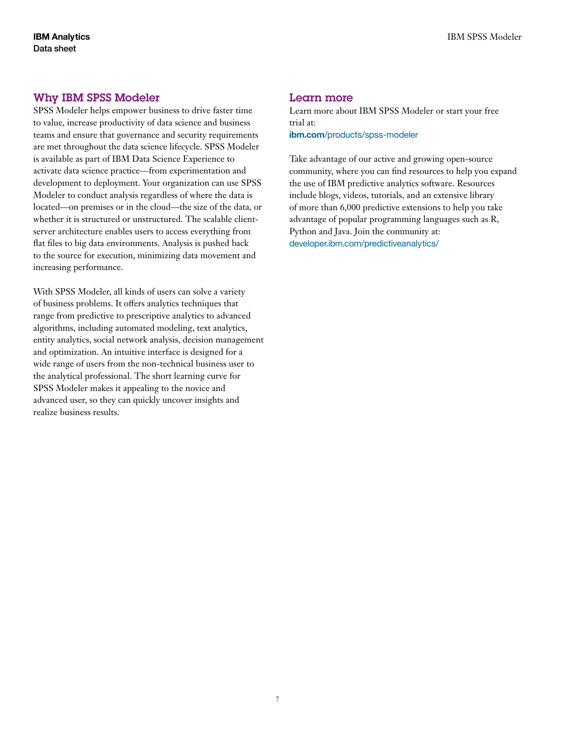## Why IBM SPSS Modeler

SPSS Modeler helps empower business to drive faster time to value, increase productivity of data science and business teams and ensure that governance and security requirements are met throughout the data science lifecycle. SPSS Modeler is available as part of IBM Data Science Experience to activate data science practice—from experimentation and development to deployment. Your organization can use SPSS Modeler to conduct analysis regardless of where the data is located—on premises or in the cloud—the size of the data, or whether it is structured or unstructured. The scalable client-server architecture enables users to access everything from flat files to big data environments. Analysis is pushed back to the source for execution, minimizing data movement and increasing performance.

With SPSS Modeler, all kinds of users can solve a variety of business problems. It offers analytics techniques that range from predictive to prescriptive analytics to advanced algorithms, including automated modeling, text analytics, entity analytics, social network analysis, decision management and optimization. An intuitive interface is designed for a wide range of users from the non-technical business user to the analytical professional. The short learning curve for SPSS Modeler makes it appealing to the novice and advanced user, so they can quickly uncover insights and realize business results.

## Learn more

Learn more about IBM SPSS Modeler or start your free trial at:
**ibm.com**/products/spss-modeler

Take advantage of our active and growing open-source community, where you can find resources to help you expand the use of IBM predictive analytics software. Resources include blogs, videos, tutorials, and an extensive library of more than 6,000 predictive extensions to help you take advantage of popular programming languages such as R, Python and Java. Join the community at:
developer.ibm.com/predictiveanalytics/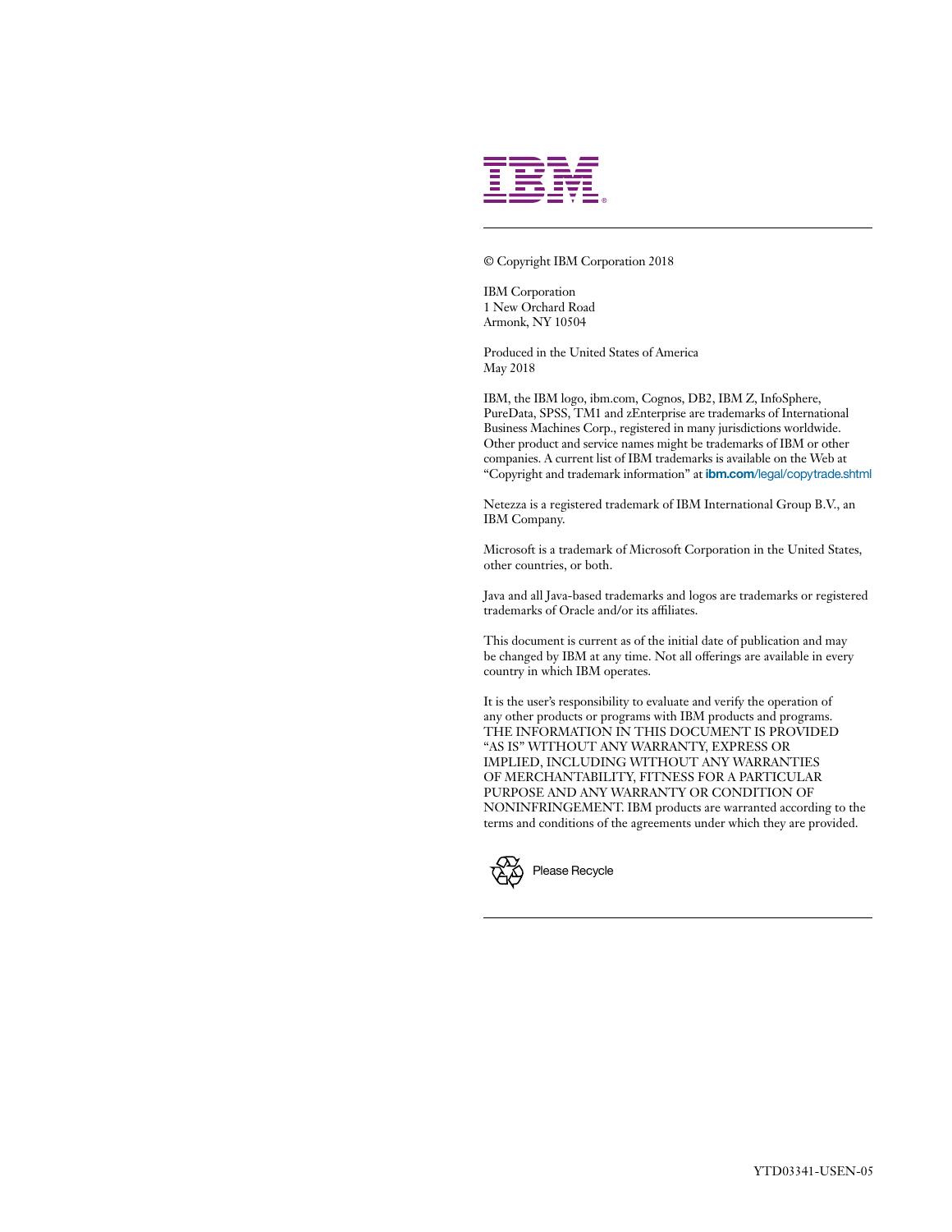© Copyright IBM Corporation 2018

IBM Corporation
1 New Orchard Road
Armonk, NY 10504

Produced in the United States of America
May 2018

IBM, the IBM logo, ibm.com, Cognos, DB2, IBM Z, InfoSphere, PureData, SPSS, TM1 and zEnterprise are trademarks of International Business Machines Corp., registered in many jurisdictions worldwide. Other product and service names might be trademarks of IBM or other companies. A current list of IBM trademarks is available on the Web at "Copyright and trademark information" at **ibm.com**/legal/copytrade.shtml

Netezza is a registered trademark of IBM International Group B.V., an IBM Company.

Microsoft is a trademark of Microsoft Corporation in the United States, other countries, or both.

Java and all Java-based trademarks and logos are trademarks or registered trademarks of Oracle and/or its affiliates.

This document is current as of the initial date of publication and may be changed by IBM at any time. Not all offerings are available in every country in which IBM operates.

It is the user's responsibility to evaluate and verify the operation of any other products or programs with IBM products and programs. THE INFORMATION IN THIS DOCUMENT IS PROVIDED "AS IS" WITHOUT ANY WARRANTY, EXPRESS OR IMPLIED, INCLUDING WITHOUT ANY WARRANTIES OF MERCHANTABILITY, FITNESS FOR A PARTICULAR PURPOSE AND ANY WARRANTY OR CONDITION OF NONINFRINGEMENT. IBM products are warranted according to the terms and conditions of the agreements under which they are provided.

Please Recycle

YTD03341-USEN-05